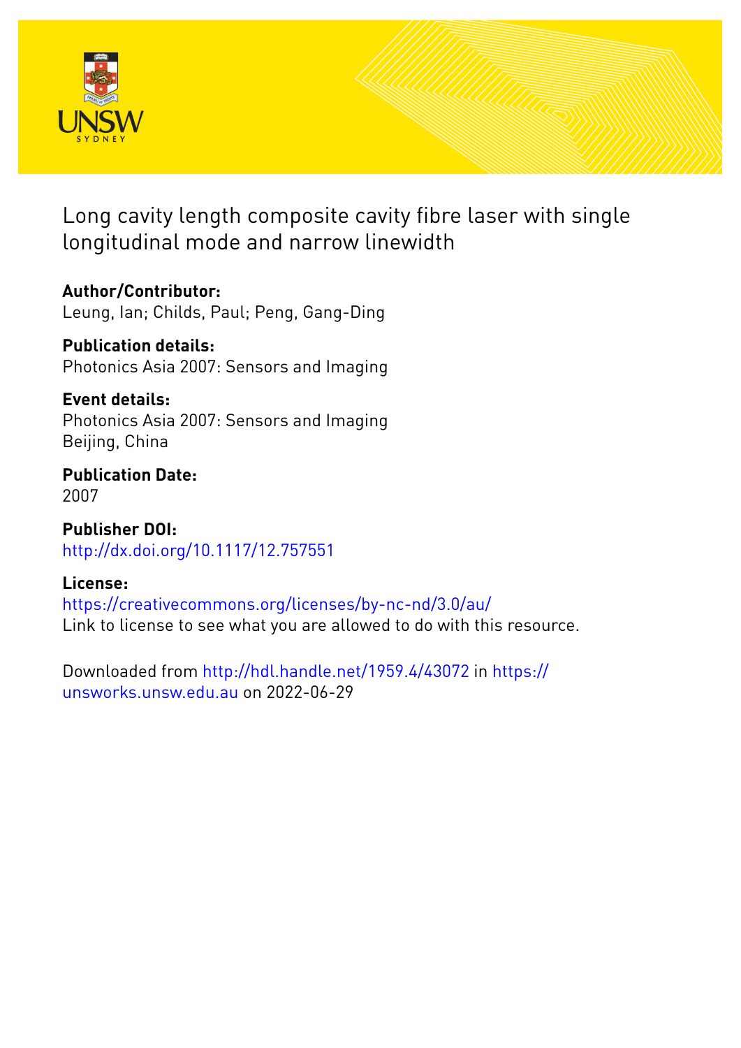# Long cavity length composite cavity fibre laser with single longitudinal mode and narrow linewidth

**Author/Contributor:**
Leung, Ian; Childs, Paul; Peng, Gang-Ding

**Publication details:**
Photonics Asia 2007: Sensors and Imaging

**Event details:**
Photonics Asia 2007: Sensors and Imaging
Beijing, China

**Publication Date:**
2007

**Publisher DOI:**
http://dx.doi.org/10.1117/12.757551

**License:**
https://creativecommons.org/licenses/by-nc-nd/3.0/au/
Link to license to see what you are allowed to do with this resource.

Downloaded from http://hdl.handle.net/1959.4/43072 in https://unsworks.unsw.edu.au on 2022-06-29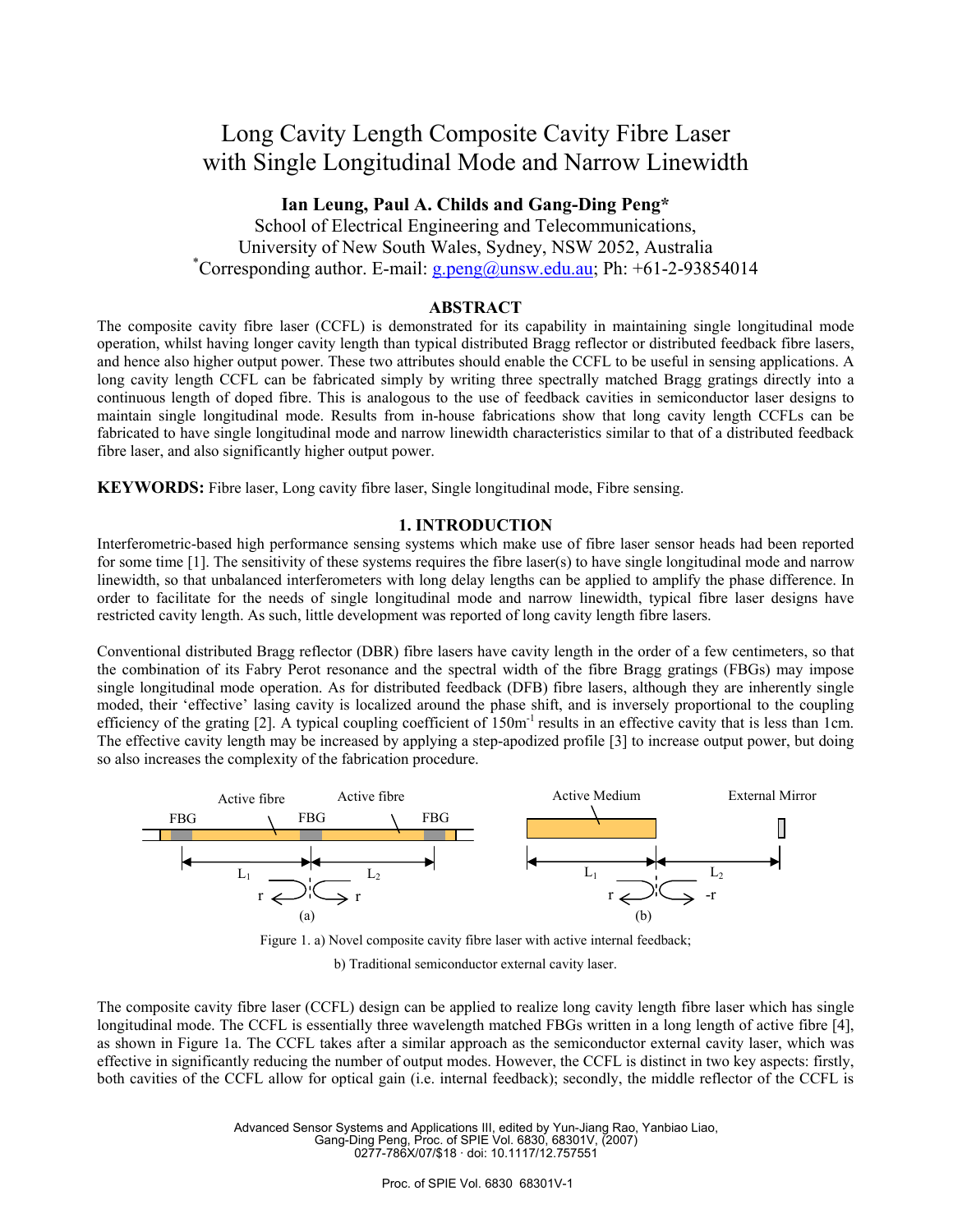# Long Cavity Length Composite Cavity Fibre Laser with Single Longitudinal Mode and Narrow Linewidth

**Ian Leung, Paul A. Childs and Gang-Ding Peng***

School of Electrical Engineering and Telecommunications,
University of New South Wales, Sydney, NSW 2052, Australia
*Corresponding author. E-mail: g.peng@unsw.edu.au; Ph: +61-2-93854014

## ABSTRACT

The composite cavity fibre laser (CCFL) is demonstrated for its capability in maintaining single longitudinal mode operation, whilst having longer cavity length than typical distributed Bragg reflector or distributed feedback fibre lasers, and hence also higher output power. These two attributes should enable the CCFL to be useful in sensing applications. A long cavity length CCFL can be fabricated simply by writing three spectrally matched Bragg gratings directly into a continuous length of doped fibre. This is analogous to the use of feedback cavities in semiconductor laser designs to maintain single longitudinal mode. Results from in-house fabrications show that long cavity length CCFLs can be fabricated to have single longitudinal mode and narrow linewidth characteristics similar to that of a distributed feedback fibre laser, and also significantly higher output power.

**KEYWORDS:** Fibre laser, Long cavity fibre laser, Single longitudinal mode, Fibre sensing.

## 1. INTRODUCTION

Interferometric-based high performance sensing systems which make use of fibre laser sensor heads had been reported for some time [1]. The sensitivity of these systems requires the fibre laser(s) to have single longitudinal mode and narrow linewidth, so that unbalanced interferometers with long delay lengths can be applied to amplify the phase difference. In order to facilitate for the needs of single longitudinal mode and narrow linewidth, typical fibre laser designs have restricted cavity length. As such, little development was reported of long cavity length fibre lasers.

Conventional distributed Bragg reflector (DBR) fibre lasers have cavity length in the order of a few centimeters, so that the combination of its Fabry Perot resonance and the spectral width of the fibre Bragg gratings (FBGs) may impose single longitudinal mode operation. As for distributed feedback (DFB) fibre lasers, although they are inherently single moded, their 'effective' lasing cavity is localized around the phase shift, and is inversely proportional to the coupling efficiency of the grating [2]. A typical coupling coefficient of 150m$^{-1}$ results in an effective cavity that is less than 1cm. The effective cavity length may be increased by applying a step-apodized profile [3] to increase output power, but doing so also increases the complexity of the fabrication procedure.

FBG
Active fibre
FBG
Active fibre
FBG
$L_1$
$L_2$
r
r
(a)

Active Medium
External Mirror
$L_1$
$L_2$
r
-r
(b)

Figure 1. a) Novel composite cavity fibre laser with active internal feedback;

b) Traditional semiconductor external cavity laser.

The composite cavity fibre laser (CCFL) design can be applied to realize long cavity length fibre laser which has single longitudinal mode. The CCFL is essentially three wavelength matched FBGs written in a long length of active fibre [4], as shown in Figure 1a. The CCFL takes after a similar approach as the semiconductor external cavity laser, which was effective in significantly reducing the number of output modes. However, the CCFL is distinct in two key aspects: firstly, both cavities of the CCFL allow for optical gain (i.e. internal feedback); secondly, the middle reflector of the CCFL is

Advanced Sensor Systems and Applications III, edited by Yun-Jiang Rao, Yanbiao Liao,
Gang-Ding Peng, Proc. of SPIE Vol. 6830, 68301V, (2007)
0277-786X/07/$18 · doi: 10.1117/12.757551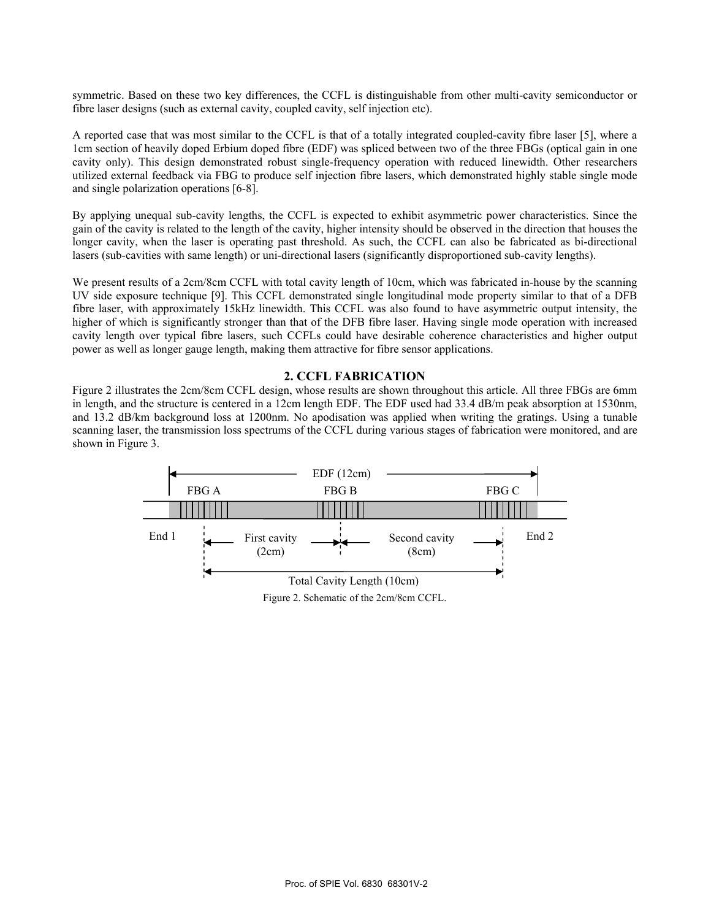symmetric. Based on these two key differences, the CCFL is distinguishable from other multi-cavity semiconductor or fibre laser designs (such as external cavity, coupled cavity, self injection etc).

A reported case that was most similar to the CCFL is that of a totally integrated coupled-cavity fibre laser [5], where a 1cm section of heavily doped Erbium doped fibre (EDF) was spliced between two of the three FBGs (optical gain in one cavity only). This design demonstrated robust single-frequency operation with reduced linewidth. Other researchers utilized external feedback via FBG to produce self injection fibre lasers, which demonstrated highly stable single mode and single polarization operations [6-8].

By applying unequal sub-cavity lengths, the CCFL is expected to exhibit asymmetric power characteristics. Since the gain of the cavity is related to the length of the cavity, higher intensity should be observed in the direction that houses the longer cavity, when the laser is operating past threshold. As such, the CCFL can also be fabricated as bi-directional lasers (sub-cavities with same length) or uni-directional lasers (significantly disproportioned sub-cavity lengths).

We present results of a 2cm/8cm CCFL with total cavity length of 10cm, which was fabricated in-house by the scanning UV side exposure technique [9]. This CCFL demonstrated single longitudinal mode property similar to that of a DFB fibre laser, with approximately 15kHz linewidth. This CCFL was also found to have asymmetric output intensity, the higher of which is significantly stronger than that of the DFB fibre laser. Having single mode operation with increased cavity length over typical fibre lasers, such CCFLs could have desirable coherence characteristics and higher output power as well as longer gauge length, making them attractive for fibre sensor applications.

## 2. CCFL FABRICATION

Figure 2 illustrates the 2cm/8cm CCFL design, whose results are shown throughout this article. All three FBGs are 6mm in length, and the structure is centered in a 12cm length EDF. The EDF used had 33.4 dB/m peak absorption at 1530nm, and 13.2 dB/km background loss at 1200nm. No apodisation was applied when writing the gratings. Using a tunable scanning laser, the transmission loss spectrums of the CCFL during various stages of fabrication were monitored, and are shown in Figure 3.

EDF (12cm)

FBG A FBG B FBG C

End 1 First cavity (2cm) Second cavity (8cm) End 2

Total Cavity Length (10cm)

Figure 2. Schematic of the 2cm/8cm CCFL.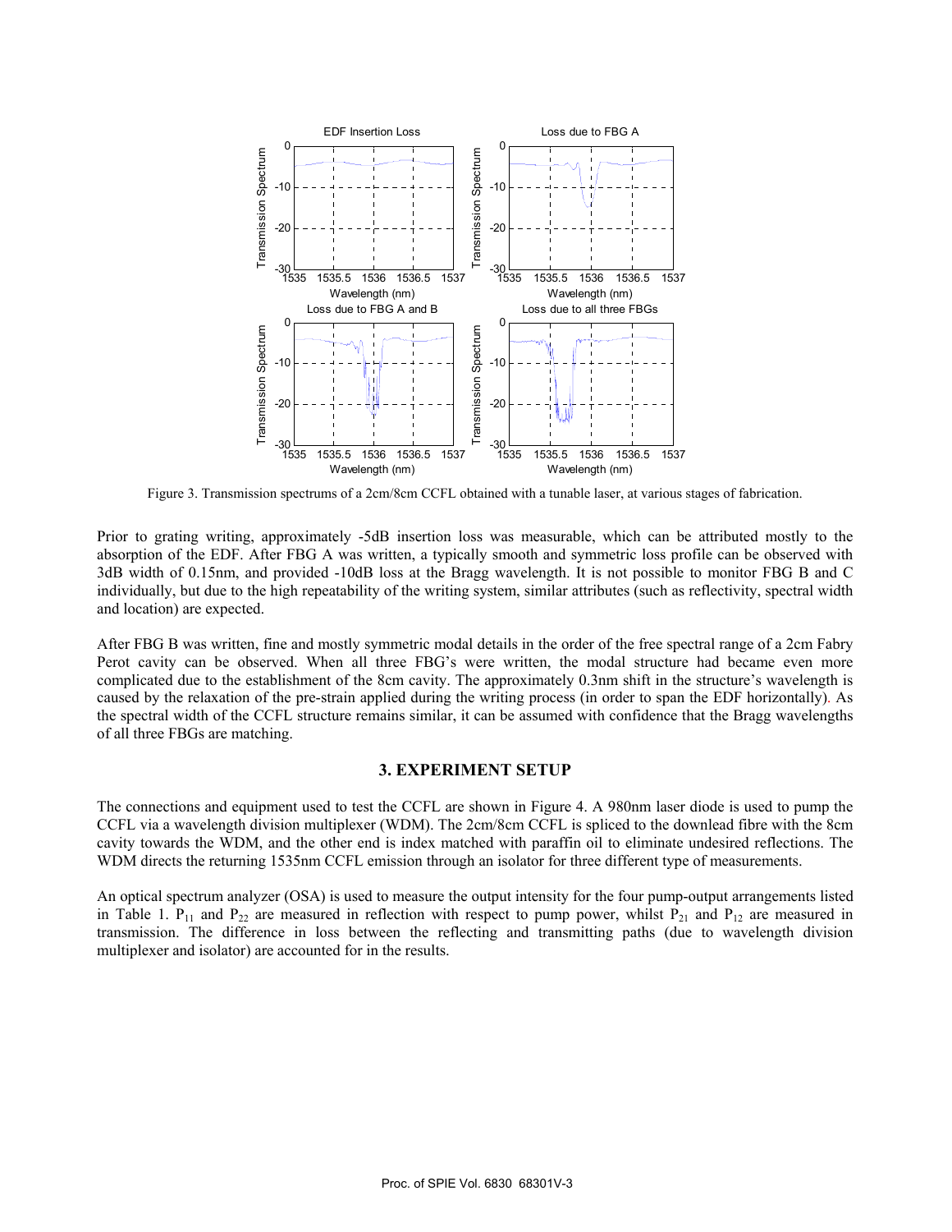Figure 3. Transmission spectrums of a 2cm/8cm CCFL obtained with a tunable laser, at various stages of fabrication.

Prior to grating writing, approximately -5dB insertion loss was measurable, which can be attributed mostly to the absorption of the EDF. After FBG A was written, a typically smooth and symmetric loss profile can be observed with 3dB width of 0.15nm, and provided -10dB loss at the Bragg wavelength. It is not possible to monitor FBG B and C individually, but due to the high repeatability of the writing system, similar attributes (such as reflectivity, spectral width and location) are expected.

After FBG B was written, fine and mostly symmetric modal details in the order of the free spectral range of a 2cm Fabry Perot cavity can be observed. When all three FBG's were written, the modal structure had became even more complicated due to the establishment of the 8cm cavity. The approximately 0.3nm shift in the structure's wavelength is caused by the relaxation of the pre-strain applied during the writing process (in order to span the EDF horizontally). As the spectral width of the CCFL structure remains similar, it can be assumed with confidence that the Bragg wavelengths of all three FBGs are matching.

## 3. EXPERIMENT SETUP

The connections and equipment used to test the CCFL are shown in Figure 4. A 980nm laser diode is used to pump the CCFL via a wavelength division multiplexer (WDM). The 2cm/8cm CCFL is spliced to the downlead fibre with the 8cm cavity towards the WDM, and the other end is index matched with paraffin oil to eliminate undesired reflections. The WDM directs the returning 1535nm CCFL emission through an isolator for three different type of measurements.

An optical spectrum analyzer (OSA) is used to measure the output intensity for the four pump-output arrangements listed in Table 1. $P_{11}$ and $P_{22}$ are measured in reflection with respect to pump power, whilst $P_{21}$ and $P_{12}$ are measured in transmission. The difference in loss between the reflecting and transmitting paths (due to wavelength division multiplexer and isolator) are accounted for in the results.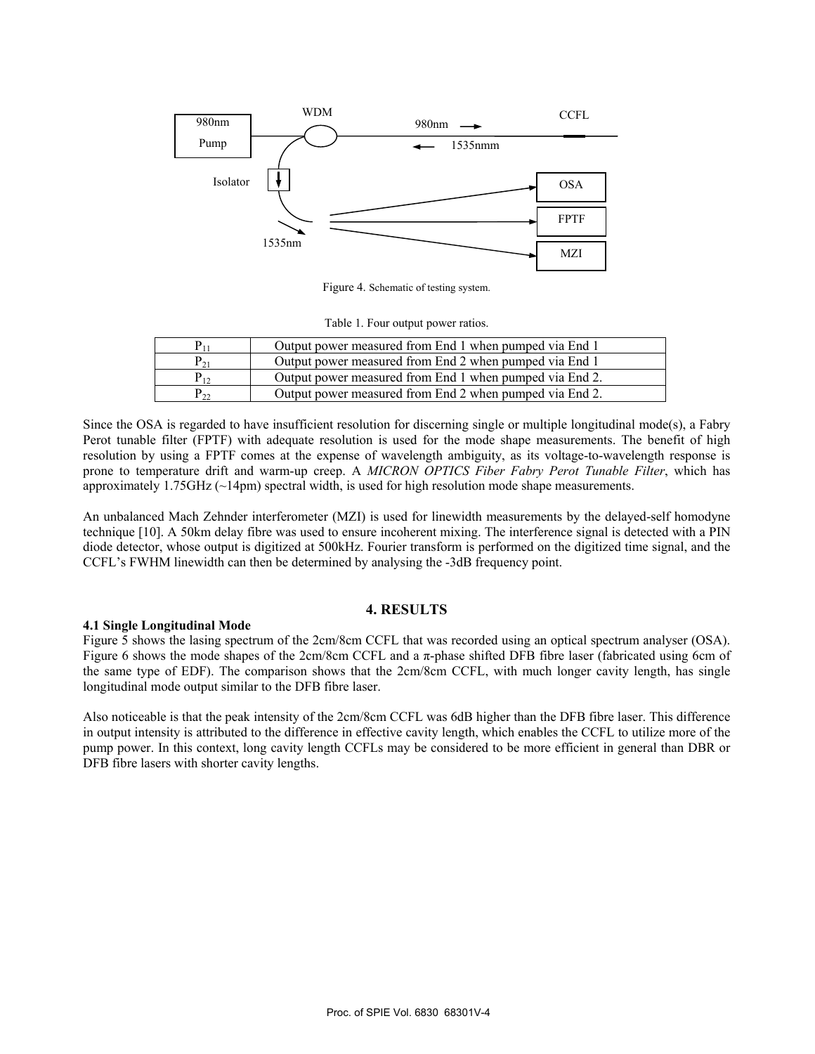Figure 4. Schematic of testing system.

Table 1. Four output power ratios.

| | |
|---|---|
| $P_{11}$ | Output power measured from End 1 when pumped via End 1 |
| $P_{21}$ | Output power measured from End 2 when pumped via End 1 |
| $P_{12}$ | Output power measured from End 1 when pumped via End 2. |
| $P_{22}$ | Output power measured from End 2 when pumped via End 2. |

Since the OSA is regarded to have insufficient resolution for discerning single or multiple longitudinal mode(s), a Fabry Perot tunable filter (FPTF) with adequate resolution is used for the mode shape measurements. The benefit of high resolution by using a FPTF comes at the expense of wavelength ambiguity, as its voltage-to-wavelength response is prone to temperature drift and warm-up creep. A *MICRON OPTICS Fiber Fabry Perot Tunable Filter*, which has approximately 1.75GHz (~14pm) spectral width, is used for high resolution mode shape measurements.

An unbalanced Mach Zehnder interferometer (MZI) is used for linewidth measurements by the delayed-self homodyne technique [10]. A 50km delay fibre was used to ensure incoherent mixing. The interference signal is detected with a PIN diode detector, whose output is digitized at 500kHz. Fourier transform is performed on the digitized time signal, and the CCFL's FWHM linewidth can then be determined by analysing the -3dB frequency point.

## 4. RESULTS

### 4.1 Single Longitudinal Mode

Figure 5 shows the lasing spectrum of the 2cm/8cm CCFL that was recorded using an optical spectrum analyser (OSA). Figure 6 shows the mode shapes of the 2cm/8cm CCFL and a π-phase shifted DFB fibre laser (fabricated using 6cm of the same type of EDF). The comparison shows that the 2cm/8cm CCFL, with much longer cavity length, has single longitudinal mode output similar to the DFB fibre laser.

Also noticeable is that the peak intensity of the 2cm/8cm CCFL was 6dB higher than the DFB fibre laser. This difference in output intensity is attributed to the difference in effective cavity length, which enables the CCFL to utilize more of the pump power. In this context, long cavity length CCFLs may be considered to be more efficient in general than DBR or DFB fibre lasers with shorter cavity lengths.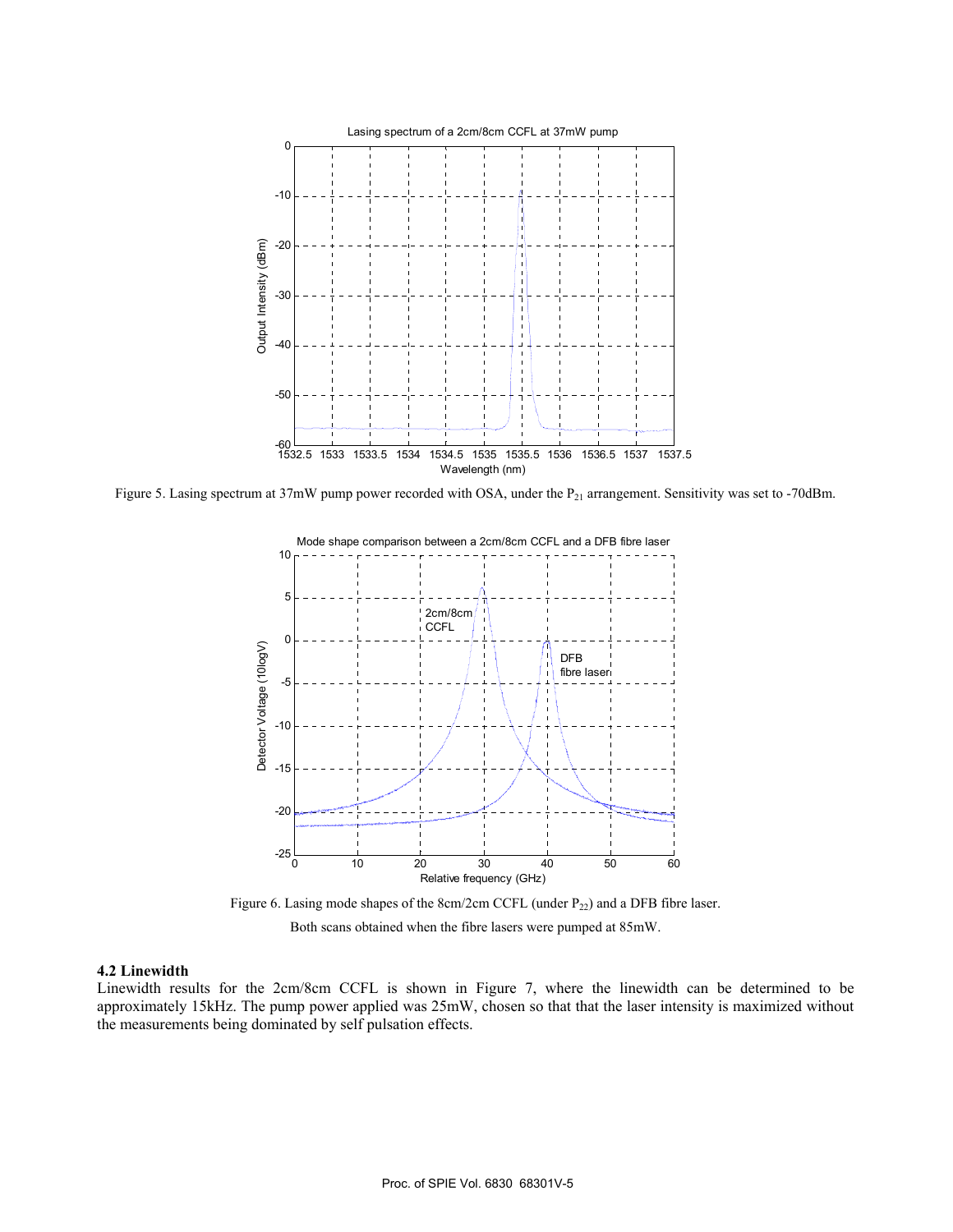Figure 5. Lasing spectrum at 37mW pump power recorded with OSA, under the $P_{21}$ arrangement. Sensitivity was set to -70dBm.

Figure 6. Lasing mode shapes of the 8cm/2cm CCFL (under $P_{22}$) and a DFB fibre laser.
Both scans obtained when the fibre lasers were pumped at 85mW.

### 4.2 Linewidth

Linewidth results for the 2cm/8cm CCFL is shown in Figure 7, where the linewidth can be determined to be approximately 15kHz. The pump power applied was 25mW, chosen so that that the laser intensity is maximized without the measurements being dominated by self pulsation effects.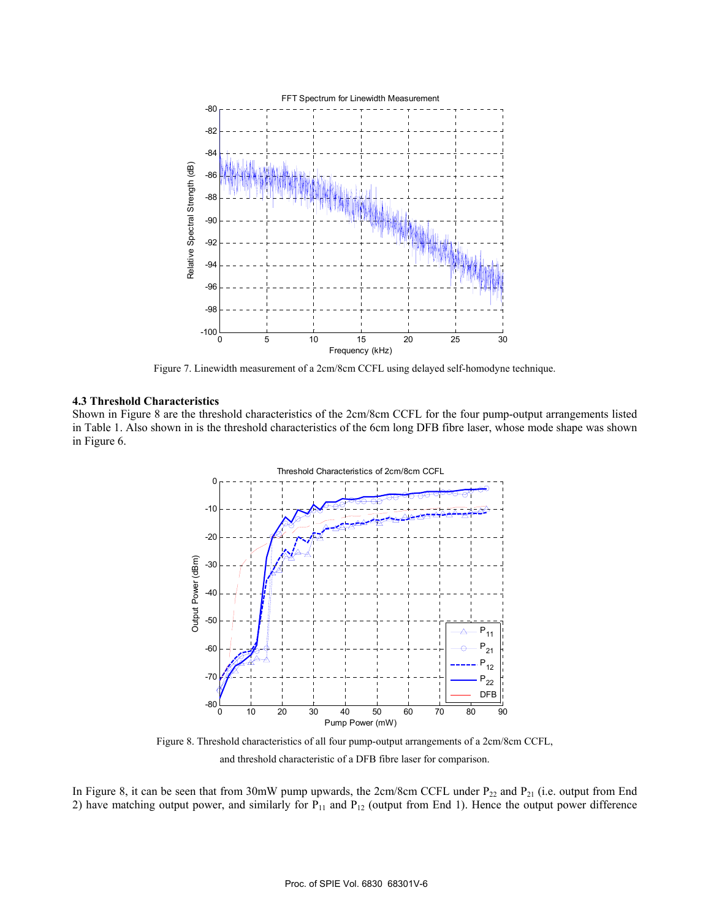Figure 7. Linewidth measurement of a 2cm/8cm CCFL using delayed self-homodyne technique.

### 4.3 Threshold Characteristics

Shown in Figure 8 are the threshold characteristics of the 2cm/8cm CCFL for the four pump-output arrangements listed in Table 1. Also shown in is the threshold characteristics of the 6cm long DFB fibre laser, whose mode shape was shown in Figure 6.

Figure 8. Threshold characteristics of all four pump-output arrangements of a 2cm/8cm CCFL, and threshold characteristic of a DFB fibre laser for comparison.

In Figure 8, it can be seen that from 30mW pump upwards, the 2cm/8cm CCFL under $P_{22}$ and $P_{21}$ (i.e. output from End 2) have matching output power, and similarly for $P_{11}$ and $P_{12}$ (output from End 1). Hence the output power difference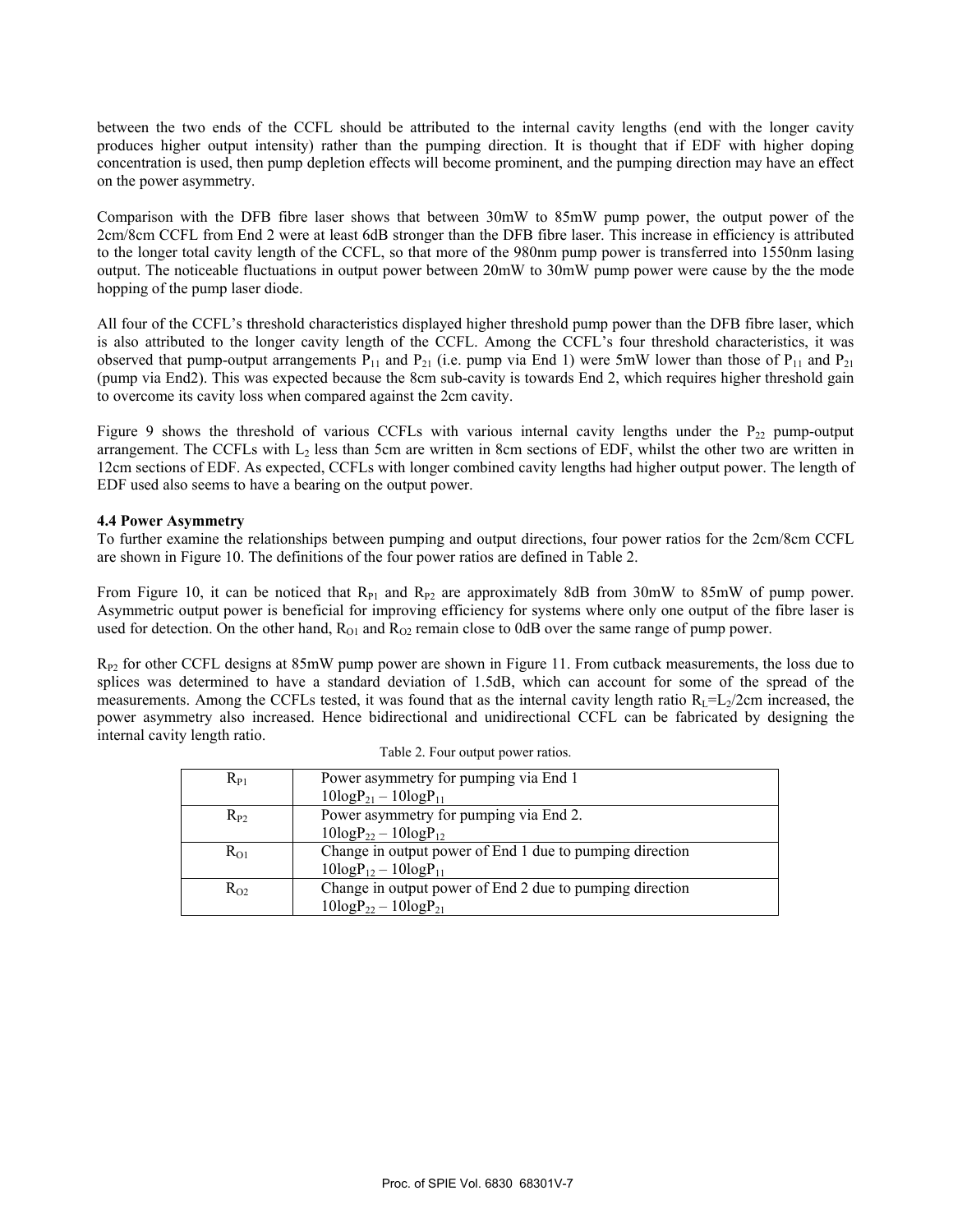between the two ends of the CCFL should be attributed to the internal cavity lengths (end with the longer cavity produces higher output intensity) rather than the pumping direction. It is thought that if EDF with higher doping concentration is used, then pump depletion effects will become prominent, and the pumping direction may have an effect on the power asymmetry.

Comparison with the DFB fibre laser shows that between 30mW to 85mW pump power, the output power of the 2cm/8cm CCFL from End 2 were at least 6dB stronger than the DFB fibre laser. This increase in efficiency is attributed to the longer total cavity length of the CCFL, so that more of the 980nm pump power is transferred into 1550nm lasing output. The noticeable fluctuations in output power between 20mW to 30mW pump power were cause by the the mode hopping of the pump laser diode.

All four of the CCFL's threshold characteristics displayed higher threshold pump power than the DFB fibre laser, which is also attributed to the longer cavity length of the CCFL. Among the CCFL's four threshold characteristics, it was observed that pump-output arrangements $P_{11}$ and $P_{21}$ (i.e. pump via End 1) were 5mW lower than those of $P_{11}$ and $P_{21}$ (pump via End2). This was expected because the 8cm sub-cavity is towards End 2, which requires higher threshold gain to overcome its cavity loss when compared against the 2cm cavity.

Figure 9 shows the threshold of various CCFLs with various internal cavity lengths under the $P_{22}$ pump-output arrangement. The CCFLs with $L_2$ less than 5cm are written in 8cm sections of EDF, whilst the other two are written in 12cm sections of EDF. As expected, CCFLs with longer combined cavity lengths had higher output power. The length of EDF used also seems to have a bearing on the output power.

**4.4 Power Asymmetry**

To further examine the relationships between pumping and output directions, four power ratios for the 2cm/8cm CCFL are shown in Figure 10. The definitions of the four power ratios are defined in Table 2.

From Figure 10, it can be noticed that $R_{P1}$ and $R_{P2}$ are approximately 8dB from 30mW to 85mW of pump power. Asymmetric output power is beneficial for improving efficiency for systems where only one output of the fibre laser is used for detection. On the other hand, $R_{O1}$ and $R_{O2}$ remain close to 0dB over the same range of pump power.

$R_{P2}$ for other CCFL designs at 85mW pump power are shown in Figure 11. From cutback measurements, the loss due to splices was determined to have a standard deviation of 1.5dB, which can account for some of the spread of the measurements. Among the CCFLs tested, it was found that as the internal cavity length ratio $R_L$=$L_2$/2cm increased, the power asymmetry also increased. Hence bidirectional and unidirectional CCFL can be fabricated by designing the internal cavity length ratio.

Table 2. Four output power ratios.

| | |
|---|---|
| $R_{P1}$ | Power asymmetry for pumping via End 1<br>$10\log P_{21} - 10\log P_{11}$ |
| $R_{P2}$ | Power asymmetry for pumping via End 2.<br>$10\log P_{22} - 10\log P_{12}$ |
| $R_{O1}$ | Change in output power of End 1 due to pumping direction<br>$10\log P_{12} - 10\log P_{11}$ |
| $R_{O2}$ | Change in output power of End 2 due to pumping direction<br>$10\log P_{22} - 10\log P_{21}$ |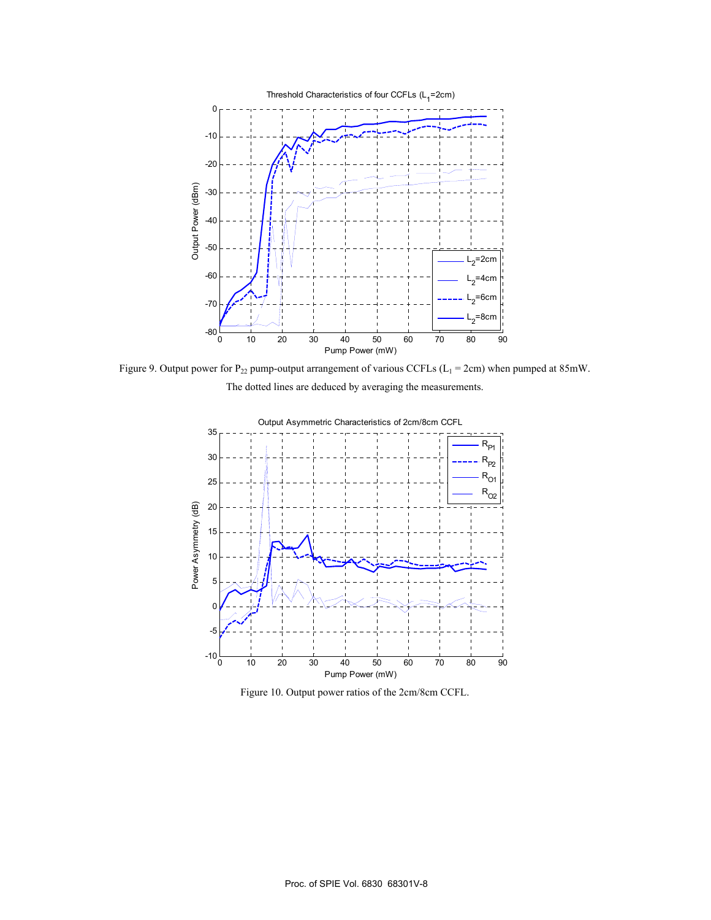Figure 9. Output power for $P_{22}$ pump-output arrangement of various CCFLs ($L_1$ = 2cm) when pumped at 85mW. The dotted lines are deduced by averaging the measurements.

Figure 10. Output power ratios of the 2cm/8cm CCFL.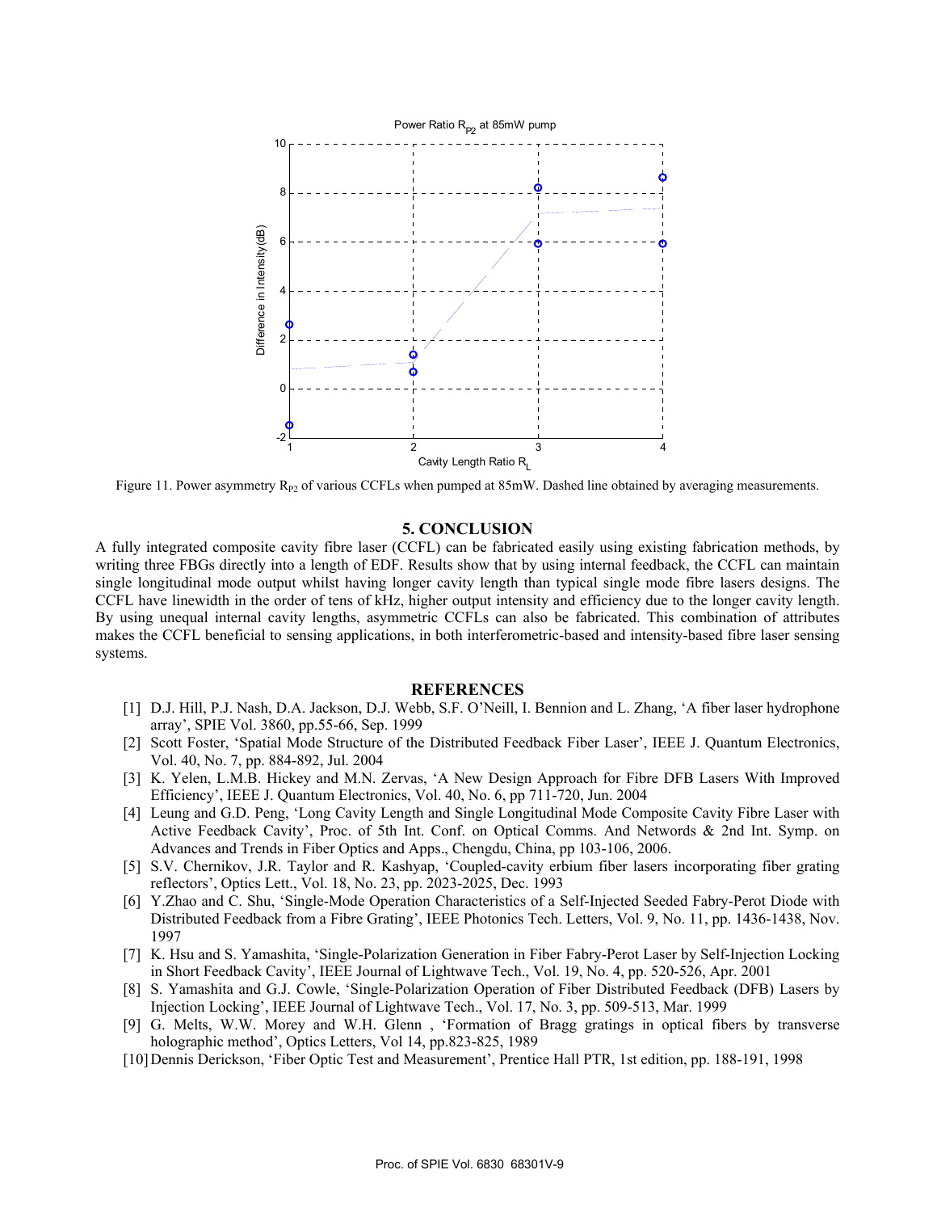Power Ratio $R_{P2}$ at 85mW pump

Difference in Intensity(dB)

10
8
6
4
2
0
-2

1
2
3
4

Cavity Length Ratio $R_L$

Figure 11. Power asymmetry $R_{P2}$ of various CCFLs when pumped at 85mW. Dashed line obtained by averaging measurements.

## 5. CONCLUSION

A fully integrated composite cavity fibre laser (CCFL) can be fabricated easily using existing fabrication methods, by writing three FBGs directly into a length of EDF. Results show that by using internal feedback, the CCFL can maintain single longitudinal mode output whilst having longer cavity length than typical single mode fibre lasers designs. The CCFL have linewidth in the order of tens of kHz, higher output intensity and efficiency due to the longer cavity length. By using unequal internal cavity lengths, asymmetric CCFLs can also be fabricated. This combination of attributes makes the CCFL beneficial to sensing applications, in both interferometric-based and intensity-based fibre laser sensing systems.

## REFERENCES

[1] D.J. Hill, P.J. Nash, D.A. Jackson, D.J. Webb, S.F. O'Neill, I. Bennion and L. Zhang, 'A fiber laser hydrophone array', SPIE Vol. 3860, pp.55-66, Sep. 1999

[2] Scott Foster, 'Spatial Mode Structure of the Distributed Feedback Fiber Laser', IEEE J. Quantum Electronics, Vol. 40, No. 7, pp. 884-892, Jul. 2004

[3] K. Yelen, L.M.B. Hickey and M.N. Zervas, 'A New Design Approach for Fibre DFB Lasers With Improved Efficiency', IEEE J. Quantum Electronics, Vol. 40, No. 6, pp 711-720, Jun. 2004

[4] Leung and G.D. Peng, 'Long Cavity Length and Single Longitudinal Mode Composite Cavity Fibre Laser with Active Feedback Cavity', Proc. of 5th Int. Conf. on Optical Comms. And Networds & 2nd Int. Symp. on Advances and Trends in Fiber Optics and Apps., Chengdu, China, pp 103-106, 2006.

[5] S.V. Chernikov, J.R. Taylor and R. Kashyap, 'Coupled-cavity erbium fiber lasers incorporating fiber grating reflectors', Optics Lett., Vol. 18, No. 23, pp. 2023-2025, Dec. 1993

[6] Y.Zhao and C. Shu, 'Single-Mode Operation Characteristics of a Self-Injected Seeded Fabry-Perot Diode with Distributed Feedback from a Fibre Grating', IEEE Photonics Tech. Letters, Vol. 9, No. 11, pp. 1436-1438, Nov. 1997

[7] K. Hsu and S. Yamashita, 'Single-Polarization Generation in Fiber Fabry-Perot Laser by Self-Injection Locking in Short Feedback Cavity', IEEE Journal of Lightwave Tech., Vol. 19, No. 4, pp. 520-526, Apr. 2001

[8] S. Yamashita and G.J. Cowle, 'Single-Polarization Operation of Fiber Distributed Feedback (DFB) Lasers by Injection Locking', IEEE Journal of Lightwave Tech., Vol. 17, No. 3, pp. 509-513, Mar. 1999

[9] G. Melts, W.W. Morey and W.H. Glenn , 'Formation of Bragg gratings in optical fibers by transverse holographic method', Optics Letters, Vol 14, pp.823-825, 1989

[10] Dennis Derickson, 'Fiber Optic Test and Measurement', Prentice Hall PTR, 1st edition, pp. 188-191, 1998